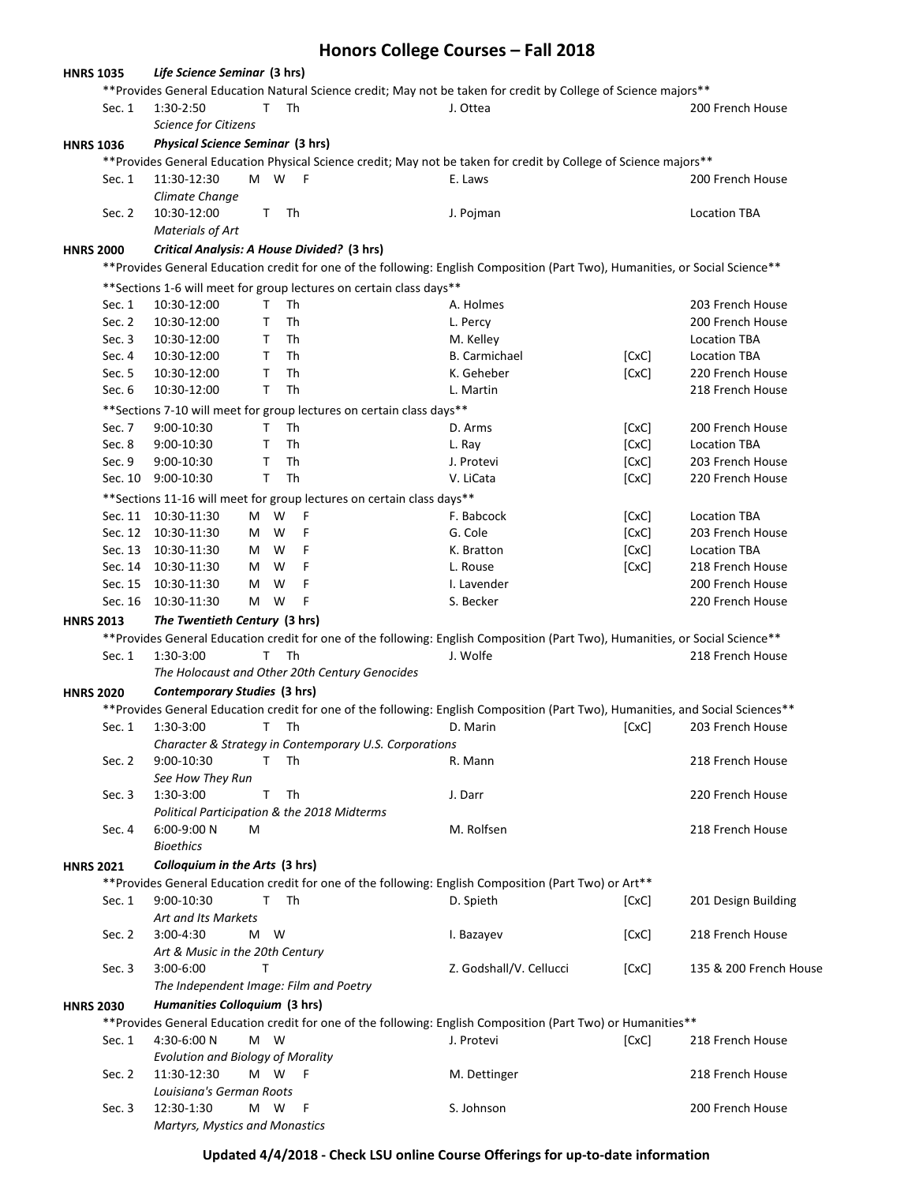# Honors College Courses – Fall 2018

**HNRS 1035** ***Life Science Seminar* (3 hrs)**

**Provides General Education Natural Science credit; May not be taken for credit by College of Science majors**

| Sec. | Time | Days | Instructor | | Location |
|---|---|---|---|---|---|
| Sec. 1 | 1:30-2:50 | T Th | J. Ottea | | 200 French House |
| | *Science for Citizens* | | | | |

**HNRS 1036** ***Physical Science Seminar* (3 hrs)**

**Provides General Education Physical Science credit; May not be taken for credit by College of Science majors**

| Sec. | Time | Days | Instructor | | Location |
|---|---|---|---|---|---|
| Sec. 1 | 11:30-12:30 | M W F | E. Laws | | 200 French House |
| | *Climate Change* | | | | |
| Sec. 2 | 10:30-12:00 | T Th | J. Pojman | | Location TBA |
| | *Materials of Art* | | | | |

**HNRS 2000** ***Critical Analysis: A House Divided?* (3 hrs)**

**Provides General Education credit for one of the following: English Composition (Part Two), Humanities, or Social Science**

**Sections 1-6 will meet for group lectures on certain class days**

| Sec. | Time | Days | Instructor | | Location |
|---|---|---|---|---|---|
| Sec. 1 | 10:30-12:00 | T Th | A. Holmes | | 203 French House |
| Sec. 2 | 10:30-12:00 | T Th | L. Percy | | 200 French House |
| Sec. 3 | 10:30-12:00 | T Th | M. Kelley | | Location TBA |
| Sec. 4 | 10:30-12:00 | T Th | B. Carmichael | [CxC] | Location TBA |
| Sec. 5 | 10:30-12:00 | T Th | K. Geheber | [CxC] | 220 French House |
| Sec. 6 | 10:30-12:00 | T Th | L. Martin | | 218 French House |

**Sections 7-10 will meet for group lectures on certain class days**

| Sec. | Time | Days | Instructor | | Location |
|---|---|---|---|---|---|
| Sec. 7 | 9:00-10:30 | T Th | D. Arms | [CxC] | 200 French House |
| Sec. 8 | 9:00-10:30 | T Th | L. Ray | [CxC] | Location TBA |
| Sec. 9 | 9:00-10:30 | T Th | J. Protevi | [CxC] | 203 French House |
| Sec. 10 | 9:00-10:30 | T Th | V. LiCata | [CxC] | 220 French House |

**Sections 11-16 will meet for group lectures on certain class days**

| Sec. | Time | Days | Instructor | | Location |
|---|---|---|---|---|---|
| Sec. 11 | 10:30-11:30 | M W F | F. Babcock | [CxC] | Location TBA |
| Sec. 12 | 10:30-11:30 | M W F | G. Cole | [CxC] | 203 French House |
| Sec. 13 | 10:30-11:30 | M W F | K. Bratton | [CxC] | Location TBA |
| Sec. 14 | 10:30-11:30 | M W F | L. Rouse | [CxC] | 218 French House |
| Sec. 15 | 10:30-11:30 | M W F | I. Lavender | | 200 French House |
| Sec. 16 | 10:30-11:30 | M W F | S. Becker | | 220 French House |

**HNRS 2013** ***The Twentieth Century* (3 hrs)**

**Provides General Education credit for one of the following: English Composition (Part Two), Humanities, or Social Science**

| Sec. | Time | Days | Instructor | | Location |
|---|---|---|---|---|---|
| Sec. 1 | 1:30-3:00 | T Th | J. Wolfe | | 218 French House |
| | *The Holocaust and Other 20th Century Genocides* | | | | |

**HNRS 2020** ***Contemporary Studies* (3 hrs)**

**Provides General Education credit for one of the following: English Composition (Part Two), Humanities, and Social Sciences**

| Sec. | Time | Days | Instructor | | Location |
|---|---|---|---|---|---|
| Sec. 1 | 1:30-3:00 | T Th | D. Marin | [CxC] | 203 French House |
| | *Character & Strategy in Contemporary U.S. Corporations* | | | | |
| Sec. 2 | 9:00-10:30 | T Th | R. Mann | | 218 French House |
| | *See How They Run* | | | | |
| Sec. 3 | 1:30-3:00 | T Th | J. Darr | | 220 French House |
| | *Political Participation & the 2018 Midterms* | | | | |
| Sec. 4 | 6:00-9:00 N | M | M. Rolfsen | | 218 French House |
| | *Bioethics* | | | | |

**HNRS 2021** ***Colloquium in the Arts* (3 hrs)**

**Provides General Education credit for one of the following: English Composition (Part Two) or Art**

| Sec. | Time | Days | Instructor | | Location |
|---|---|---|---|---|---|
| Sec. 1 | 9:00-10:30 | T Th | D. Spieth | [CxC] | 201 Design Building |
| | *Art and Its Markets* | | | | |
| Sec. 2 | 3:00-4:30 | M W | I. Bazayev | [CxC] | 218 French House |
| | *Art & Music in the 20th Century* | | | | |
| Sec. 3 | 3:00-6:00 | T | Z. Godshall/V. Cellucci | [CxC] | 135 & 200 French House |
| | *The Independent Image: Film and Poetry* | | | | |

**HNRS 2030** ***Humanities Colloquium* (3 hrs)**

**Provides General Education credit for one of the following: English Composition (Part Two) or Humanities**

| Sec. | Time | Days | Instructor | | Location |
|---|---|---|---|---|---|
| Sec. 1 | 4:30-6:00 N | M W | J. Protevi | [CxC] | 218 French House |
| | *Evolution and Biology of Morality* | | | | |
| Sec. 2 | 11:30-12:30 | M W F | M. Dettinger | | 218 French House |
| | *Louisiana's German Roots* | | | | |
| Sec. 3 | 12:30-1:30 | M W F | S. Johnson | | 200 French House |
| | *Martyrs, Mystics and Monastics* | | | | |

**Updated 4/4/2018 - Check LSU online Course Offerings for up-to-date information**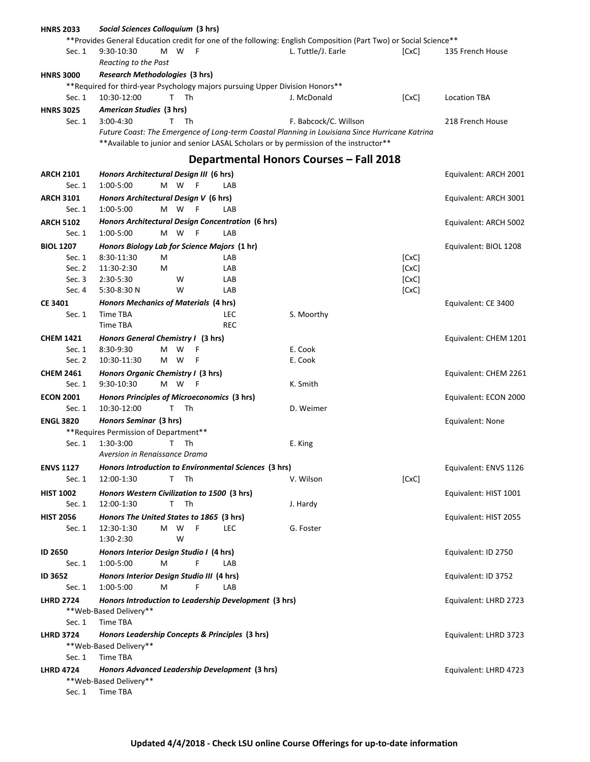**HNRS 2033** — ***Social Sciences Colloquium* (3 hrs)**

**Provides General Education credit for one of the following: English Composition (Part Two) or Social Science**

| Sec. | Time | Days | Type | Instructor | | Location |
|---|---|---|---|---|---|---|
| Sec. 1 | 9:30-10:30 | M W F | | L. Tuttle/J. Earle | [CxC] | 135 French House |

*Reacting to the Past*

**HNRS 3000** — ***Research Methodologies* (3 hrs)**

**Required for third-year Psychology majors pursuing Upper Division Honors**

| Sec. | Time | Days | Type | Instructor | | Location |
|---|---|---|---|---|---|---|
| Sec. 1 | 10:30-12:00 | T Th | | J. McDonald | [CxC] | Location TBA |

**HNRS 3025** — ***American Studies* (3 hrs)**

| Sec. | Time | Days | Type | Instructor | | Location |
|---|---|---|---|---|---|---|
| Sec. 1 | 3:00-4:30 | T Th | | F. Babcock/C. Willson | | 218 French House |

*Future Coast: The Emergence of Long-term Coastal Planning in Louisiana Since Hurricane Katrina*

**Available to junior and senior LASAL Scholars or by permission of the instructor**

## Departmental Honors Courses – Fall 2018

| Course | Title / Section | Time | Days | Type | Instructor | | Equivalent |
|---|---|---|---|---|---|---|---|
| **ARCH 2101** | ***Honors Architectural Design III* (6 hrs)** | | | | | | Equivalent: ARCH 2001 |
| | Sec. 1 | 1:00-5:00 | M W F | LAB | | | |
| **ARCH 3101** | ***Honors Architectural Design V* (6 hrs)** | | | | | | Equivalent: ARCH 3001 |
| | Sec. 1 | 1:00-5:00 | M W F | LAB | | | |
| **ARCH 5102** | ***Honors Architectural Design Concentration* (6 hrs)** | | | | | | Equivalent: ARCH 5002 |
| | Sec. 1 | 1:00-5:00 | M W F | LAB | | | |
| **BIOL 1207** | ***Honors Biology Lab for Science Majors* (1 hr)** | | | | | | Equivalent: BIOL 1208 |
| | Sec. 1 | 8:30-11:30 | M | LAB | | [CxC] | |
| | Sec. 2 | 11:30-2:30 | M | LAB | | [CxC] | |
| | Sec. 3 | 2:30-5:30 | W | LAB | | [CxC] | |
| | Sec. 4 | 5:30-8:30 N | W | LAB | | [CxC] | |
| **CE 3401** | ***Honors Mechanics of Materials* (4 hrs)** | | | | | | Equivalent: CE 3400 |
| | Sec. 1 | Time TBA | | LEC | S. Moorthy | | |
| | | Time TBA | | REC | | | |
| **CHEM 1421** | ***Honors General Chemistry I* (3 hrs)** | | | | | | Equivalent: CHEM 1201 |
| | Sec. 1 | 8:30-9:30 | M W F | | E. Cook | | |
| | Sec. 2 | 10:30-11:30 | M W F | | E. Cook | | |
| **CHEM 2461** | ***Honors Organic Chemistry I* (3 hrs)** | | | | | | Equivalent: CHEM 2261 |
| | Sec. 1 | 9:30-10:30 | M W F | | K. Smith | | |
| **ECON 2001** | ***Honors Principles of Microeconomics* (3 hrs)** | | | | | | Equivalent: ECON 2000 |
| | Sec. 1 | 10:30-12:00 | T Th | | D. Weimer | | |
| **ENGL 3820** | ***Honors Seminar* (3 hrs)** — **Requires Permission of Department** | | | | | | Equivalent: None |
| | Sec. 1 | 1:30-3:00 | T Th | | E. King | | |
| | *Aversion in Renaissance Drama* | | | | | | |
| **ENVS 1127** | ***Honors Introduction to Environmental Sciences* (3 hrs)** | | | | | | Equivalent: ENVS 1126 |
| | Sec. 1 | 12:00-1:30 | T Th | | V. Wilson | [CxC] | |
| **HIST 1002** | ***Honors Western Civilization to 1500* (3 hrs)** | | | | | | Equivalent: HIST 1001 |
| | Sec. 1 | 12:00-1:30 | T Th | | J. Hardy | | |
| **HIST 2056** | ***Honors The United States to 1865* (3 hrs)** | | | | | | Equivalent: HIST 2055 |
| | Sec. 1 | 12:30-1:30 | M W F | LEC | G. Foster | | |
| | | 1:30-2:30 | W | | | | |
| **ID 2650** | ***Honors Interior Design Studio I* (4 hrs)** | | | | | | Equivalent: ID 2750 |
| | Sec. 1 | 1:00-5:00 | M F | LAB | | | |
| **ID 3652** | ***Honors Interior Design Studio III* (4 hrs)** | | | | | | Equivalent: ID 3752 |
| | Sec. 1 | 1:00-5:00 | M F | LAB | | | |
| **LHRD 2724** | ***Honors Introduction to Leadership Development* (3 hrs)** — **Web-Based Delivery** | | | | | | Equivalent: LHRD 2723 |
| | Sec. 1 | Time TBA | | | | | |
| **LHRD 3724** | ***Honors Leadership Concepts & Principles* (3 hrs)** — **Web-Based Delivery** | | | | | | Equivalent: LHRD 3723 |
| | Sec. 1 | Time TBA | | | | | |
| **LHRD 4724** | ***Honors Advanced Leadership Development* (3 hrs)** — **Web-Based Delivery** | | | | | | Equivalent: LHRD 4723 |
| | Sec. 1 | Time TBA | | | | | |

**Updated 4/4/2018 - Check LSU online Course Offerings for up-to-date information**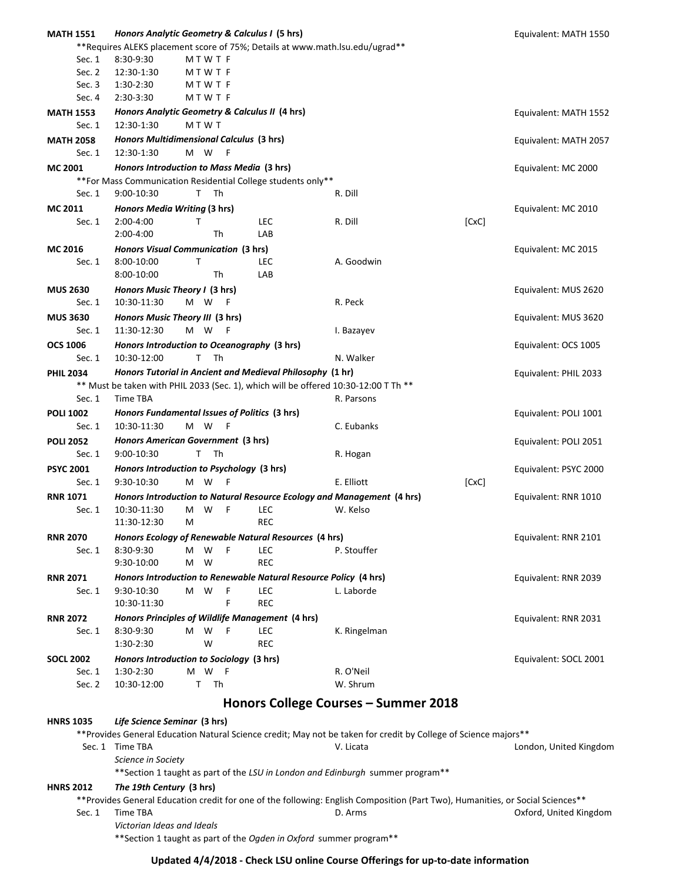**MATH 1551** *Honors Analytic Geometry & Calculus I* **(5 hrs)** — Equivalent: MATH 1550

**Requires ALEKS placement score of 75%; Details at www.math.lsu.edu/ugrad**

| Sec. | Time | Days | Type | Instructor | Note |
|---|---|---|---|---|---|
| Sec. 1 | 8:30-9:30 | M T W T F | | | |
| Sec. 2 | 12:30-1:30 | M T W T F | | | |
| Sec. 3 | 1:30-2:30 | M T W T F | | | |
| Sec. 4 | 2:30-3:30 | M T W T F | | | |

**MATH 1553** *Honors Analytic Geometry & Calculus II* **(4 hrs)** — Equivalent: MATH 1552

| Sec. | Time | Days | Type | Instructor | Note |
|---|---|---|---|---|---|
| Sec. 1 | 12:30-1:30 | M T W T | | | |

**MATH 2058** *Honors Multidimensional Calculus* **(3 hrs)** — Equivalent: MATH 2057

| Sec. | Time | Days | Type | Instructor | Note |
|---|---|---|---|---|---|
| Sec. 1 | 12:30-1:30 | M W F | | | |

**MC 2001** *Honors Introduction to Mass Media* **(3 hrs)** — Equivalent: MC 2000

**For Mass Communication Residential College students only**

| Sec. | Time | Days | Type | Instructor | Note |
|---|---|---|---|---|---|
| Sec. 1 | 9:00-10:30 | T Th | | R. Dill | |

**MC 2011** *Honors Media Writing* **(3 hrs)** — Equivalent: MC 2010

| Sec. | Time | Days | Type | Instructor | Note |
|---|---|---|---|---|---|
| Sec. 1 | 2:00-4:00 | T | LEC | R. Dill | [CxC] |
| | 2:00-4:00 | Th | LAB | | |

**MC 2016** *Honors Visual Communication* **(3 hrs)** — Equivalent: MC 2015

| Sec. | Time | Days | Type | Instructor | Note |
|---|---|---|---|---|---|
| Sec. 1 | 8:00-10:00 | T | LEC | A. Goodwin | |
| | 8:00-10:00 | Th | LAB | | |

**MUS 2630** *Honors Music Theory I* **(3 hrs)** — Equivalent: MUS 2620

| Sec. | Time | Days | Type | Instructor | Note |
|---|---|---|---|---|---|
| Sec. 1 | 10:30-11:30 | M W F | | R. Peck | |

**MUS 3630** *Honors Music Theory III* **(3 hrs)** — Equivalent: MUS 3620

| Sec. | Time | Days | Type | Instructor | Note |
|---|---|---|---|---|---|
| Sec. 1 | 11:30-12:30 | M W F | | I. Bazayev | |

**OCS 1006** *Honors Introduction to Oceanography* **(3 hrs)** — Equivalent: OCS 1005

| Sec. | Time | Days | Type | Instructor | Note |
|---|---|---|---|---|---|
| Sec. 1 | 10:30-12:00 | T Th | | N. Walker | |

**PHIL 2034** *Honors Tutorial in Ancient and Medieval Philosophy* **(1 hr)** — Equivalent: PHIL 2033

** Must be taken with PHIL 2033 (Sec. 1), which will be offered 10:30-12:00 T Th **

| Sec. | Time | Days | Type | Instructor | Note |
|---|---|---|---|---|---|
| Sec. 1 | Time TBA | | | R. Parsons | |

**POLI 1002** *Honors Fundamental Issues of Politics* **(3 hrs)** — Equivalent: POLI 1001

| Sec. | Time | Days | Type | Instructor | Note |
|---|---|---|---|---|---|
| Sec. 1 | 10:30-11:30 | M W F | | C. Eubanks | |

**POLI 2052** *Honors American Government* **(3 hrs)** — Equivalent: POLI 2051

| Sec. | Time | Days | Type | Instructor | Note |
|---|---|---|---|---|---|
| Sec. 1 | 9:00-10:30 | T Th | | R. Hogan | |

**PSYC 2001** *Honors Introduction to Psychology* **(3 hrs)** — Equivalent: PSYC 2000

| Sec. | Time | Days | Type | Instructor | Note |
|---|---|---|---|---|---|
| Sec. 1 | 9:30-10:30 | M W F | | E. Elliott | [CxC] |

**RNR 1071** *Honors Introduction to Natural Resource Ecology and Management* **(4 hrs)** — Equivalent: RNR 1010

| Sec. | Time | Days | Type | Instructor | Note |
|---|---|---|---|---|---|
| Sec. 1 | 10:30-11:30 | M W F | LEC | W. Kelso | |
| | 11:30-12:30 | M | REC | | |

**RNR 2070** *Honors Ecology of Renewable Natural Resources* **(4 hrs)** — Equivalent: RNR 2101

| Sec. | Time | Days | Type | Instructor | Note |
|---|---|---|---|---|---|
| Sec. 1 | 8:30-9:30 | M W F | LEC | P. Stouffer | |
| | 9:30-10:00 | M W | REC | | |

**RNR 2071** *Honors Introduction to Renewable Natural Resource Policy* **(4 hrs)** — Equivalent: RNR 2039

| Sec. | Time | Days | Type | Instructor | Note |
|---|---|---|---|---|---|
| Sec. 1 | 9:30-10:30 | M W F | LEC | L. Laborde | |
| | 10:30-11:30 | F | REC | | |

**RNR 2072** *Honors Principles of Wildlife Management* **(4 hrs)** — Equivalent: RNR 2031

| Sec. | Time | Days | Type | Instructor | Note |
|---|---|---|---|---|---|
| Sec. 1 | 8:30-9:30 | M W F | LEC | K. Ringelman | |
| | 1:30-2:30 | W | REC | | |

**SOCL 2002** *Honors Introduction to Sociology* **(3 hrs)** — Equivalent: SOCL 2001

| Sec. | Time | Days | Type | Instructor | Note |
|---|---|---|---|---|---|
| Sec. 1 | 1:30-2:30 | M W F | | R. O'Neil | |
| Sec. 2 | 10:30-12:00 | T Th | | W. Shrum | |

## Honors College Courses – Summer 2018

**HNRS 1035** *Life Science Seminar* **(3 hrs)**

**Provides General Education Natural Science credit; May not be taken for credit by College of Science majors**

Sec. 1 Time TBA — V. Licata — London, United Kingdom

*Science in Society*

**Section 1 taught as part of the *LSU in London and Edinburgh* summer program**

**HNRS 2012** *The 19th Century* **(3 hrs)**

**Provides General Education credit for one of the following: English Composition (Part Two), Humanities, or Social Sciences**

Sec. 1 Time TBA — D. Arms — Oxford, United Kingdom

*Victorian Ideas and Ideals*

**Section 1 taught as part of the *Ogden in Oxford* summer program**

**Updated 4/4/2018 - Check LSU online Course Offerings for up-to-date information**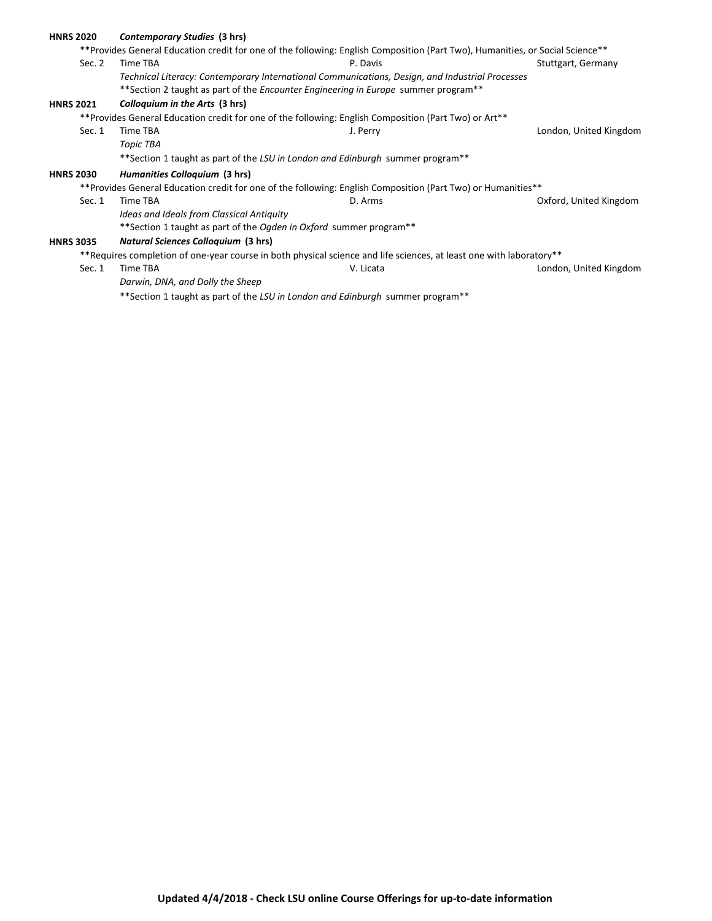**HNRS 2020** ***Contemporary Studies* (3 hrs)**

**Provides General Education credit for one of the following: English Composition (Part Two), Humanities, or Social Science**

Sec. 2 Time TBA P. Davis Stuttgart, Germany

*Technical Literacy: Contemporary International Communications, Design, and Industrial Processes*

**Section 2 taught as part of the *Encounter Engineering in Europe* summer program**

**HNRS 2021** ***Colloquium in the Arts* (3 hrs)**

**Provides General Education credit for one of the following: English Composition (Part Two) or Art**

Sec. 1 Time TBA J. Perry London, United Kingdom

*Topic TBA*

**Section 1 taught as part of the *LSU in London and Edinburgh* summer program**

**HNRS 2030** ***Humanities Colloquium* (3 hrs)**

**Provides General Education credit for one of the following: English Composition (Part Two) or Humanities**

Sec. 1 Time TBA D. Arms Oxford, United Kingdom

*Ideas and Ideals from Classical Antiquity*

**Section 1 taught as part of the *Ogden in Oxford* summer program**

**HNRS 3035** ***Natural Sciences Colloquium* (3 hrs)**

**Requires completion of one-year course in both physical science and life sciences, at least one with laboratory**

Sec. 1 Time TBA V. Licata London, United Kingdom

*Darwin, DNA, and Dolly the Sheep*

**Section 1 taught as part of the *LSU in London and Edinburgh* summer program**

**Updated 4/4/2018 - Check LSU online Course Offerings for up-to-date information**